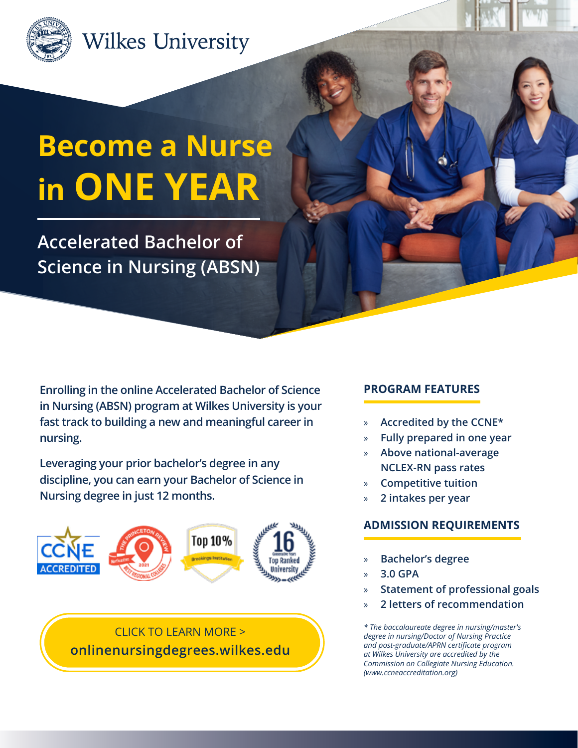Wilkes University

# Become a Nurse in ONE YEAR

## Accelerated Bachelor of Science in Nursing (ABSN)

**Enrolling in the online Accelerated Bachelor of Science in Nursing (ABSN) program at Wilkes University is your fast track to building a new and meaningful career in nursing.**

**Leveraging your prior bachelor's degree in any discipline, you can earn your Bachelor of Science in Nursing degree in just 12 months.**

CCNE ACCREDITED | The Princeton Review 2021 Best Regional Colleges | Top 10% Brookings Institution | 16 Consecutive Years Top Ranked University

CLICK TO LEARN MORE >
**onlinenursingdegrees.wilkes.edu**

### PROGRAM FEATURES

- Accredited by the CCNE*
- Fully prepared in one year
- Above national-average NCLEX-RN pass rates
- Competitive tuition
- 2 intakes per year

### ADMISSION REQUIREMENTS

- Bachelor's degree
- 3.0 GPA
- Statement of professional goals
- 2 letters of recommendation

*\* The baccalaureate degree in nursing/master's degree in nursing/Doctor of Nursing Practice and post-graduate/APRN certificate program at Wilkes University are accredited by the Commission on Collegiate Nursing Education. (www.ccneaccreditation.org)*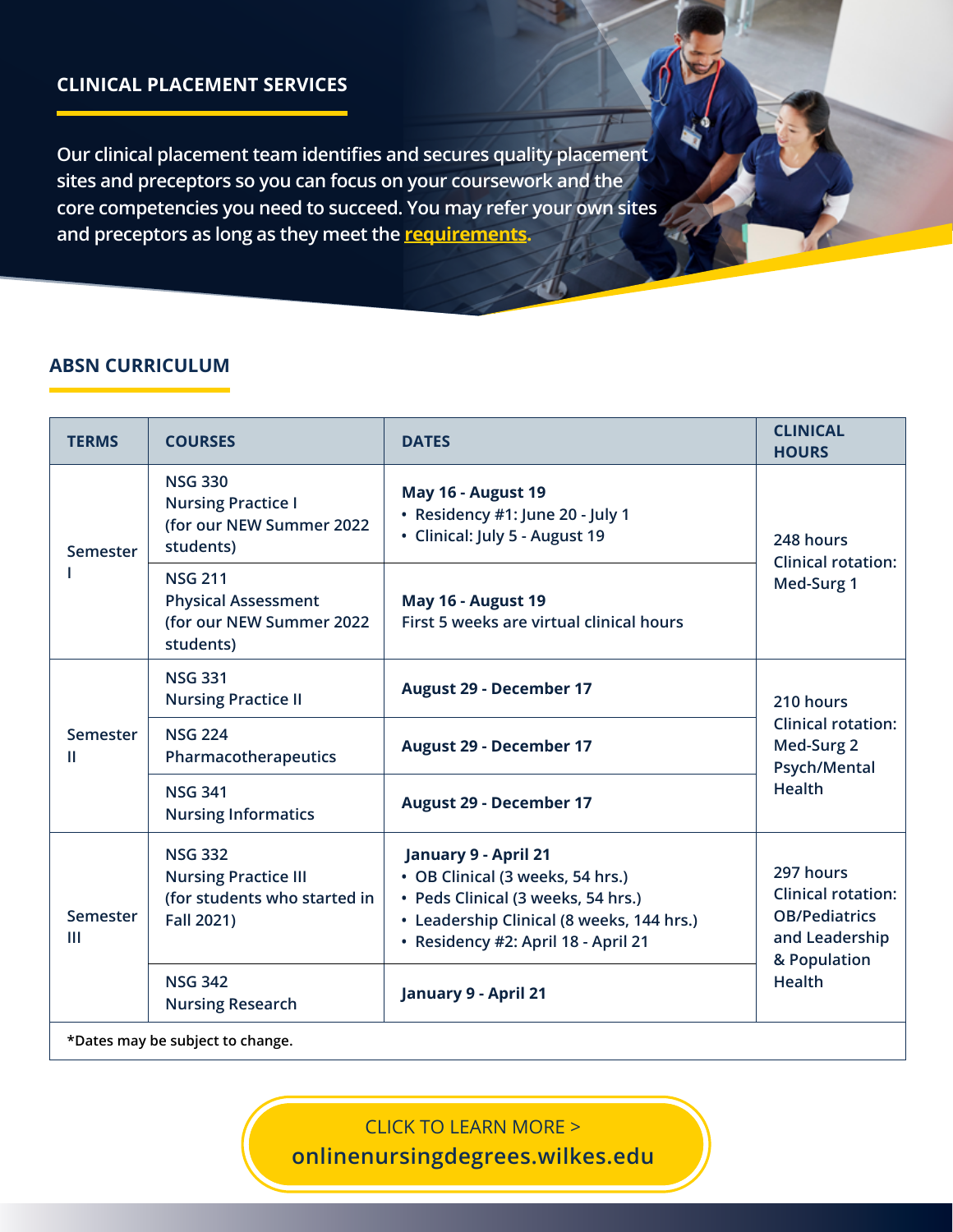## CLINICAL PLACEMENT SERVICES

Our clinical placement team identifies and secures quality placement sites and preceptors so you can focus on your coursework and the core competencies you need to succeed. You may refer your own sites and preceptors as long as they meet the requirements.

## ABSN CURRICULUM

| TERMS | COURSES | DATES | CLINICAL HOURS |
|---|---|---|---|
| Semester I | NSG 330 Nursing Practice I (for our NEW Summer 2022 students) | **May 16 - August 19** • Residency #1: June 20 - July 1 • Clinical: July 5 - August 19 | 248 hours Clinical rotation: Med-Surg 1 |
| | NSG 211 Physical Assessment (for our NEW Summer 2022 students) | **May 16 - August 19** First 5 weeks are virtual clinical hours | |
| Semester II | NSG 331 Nursing Practice II | **August 29 - December 17** | 210 hours Clinical rotation: Med-Surg 2 Psych/Mental Health |
| | NSG 224 Pharmacotherapeutics | **August 29 - December 17** | |
| | NSG 341 Nursing Informatics | **August 29 - December 17** | |
| Semester III | NSG 332 Nursing Practice III (for students who started in Fall 2021) | **January 9 - April 21** • OB Clinical (3 weeks, 54 hrs.) • Peds Clinical (3 weeks, 54 hrs.) • Leadership Clinical (8 weeks, 144 hrs.) • Residency #2: April 18 - April 21 | 297 hours Clinical rotation: OB/Pediatrics and Leadership & Population Health |
| | NSG 342 Nursing Research | **January 9 - April 21** | |

**\*Dates may be subject to change.**

CLICK TO LEARN MORE >
**onlinenursingdegrees.wilkes.edu**